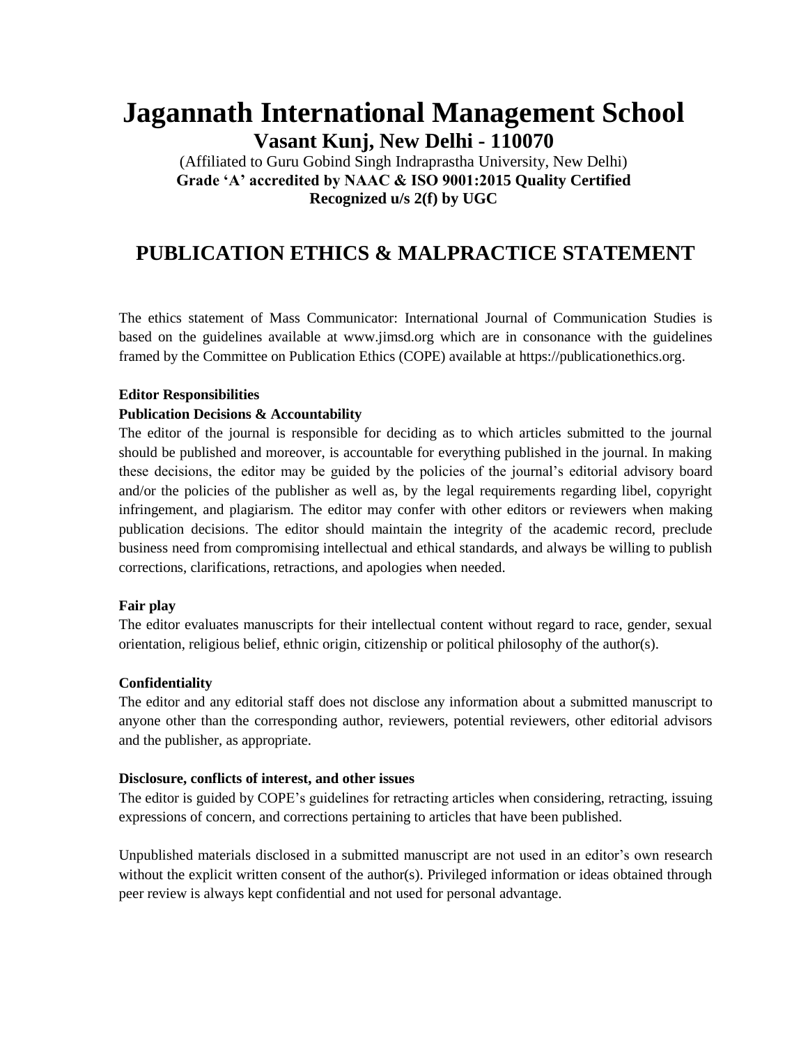# Jagannath International Management School

## Vasant Kunj, New Delhi - 110070

(Affiliated to Guru Gobind Singh Indraprastha University, New Delhi)

**Grade 'A' accredited by NAAC & ISO 9001:2015 Quality Certified**

**Recognized u/s 2(f) by UGC**

## PUBLICATION ETHICS & MALPRACTICE STATEMENT

The ethics statement of Mass Communicator: International Journal of Communication Studies is based on the guidelines available at www.jimsd.org which are in consonance with the guidelines framed by the Committee on Publication Ethics (COPE) available at https://publicationethics.org.

**Editor Responsibilities**

**Publication Decisions & Accountability**

The editor of the journal is responsible for deciding as to which articles submitted to the journal should be published and moreover, is accountable for everything published in the journal. In making these decisions, the editor may be guided by the policies of the journal's editorial advisory board and/or the policies of the publisher as well as, by the legal requirements regarding libel, copyright infringement, and plagiarism. The editor may confer with other editors or reviewers when making publication decisions. The editor should maintain the integrity of the academic record, preclude business need from compromising intellectual and ethical standards, and always be willing to publish corrections, clarifications, retractions, and apologies when needed.

**Fair play**

The editor evaluates manuscripts for their intellectual content without regard to race, gender, sexual orientation, religious belief, ethnic origin, citizenship or political philosophy of the author(s).

**Confidentiality**

The editor and any editorial staff does not disclose any information about a submitted manuscript to anyone other than the corresponding author, reviewers, potential reviewers, other editorial advisors and the publisher, as appropriate.

**Disclosure, conflicts of interest, and other issues**

The editor is guided by COPE's guidelines for retracting articles when considering, retracting, issuing expressions of concern, and corrections pertaining to articles that have been published.

Unpublished materials disclosed in a submitted manuscript are not used in an editor's own research without the explicit written consent of the author(s). Privileged information or ideas obtained through peer review is always kept confidential and not used for personal advantage.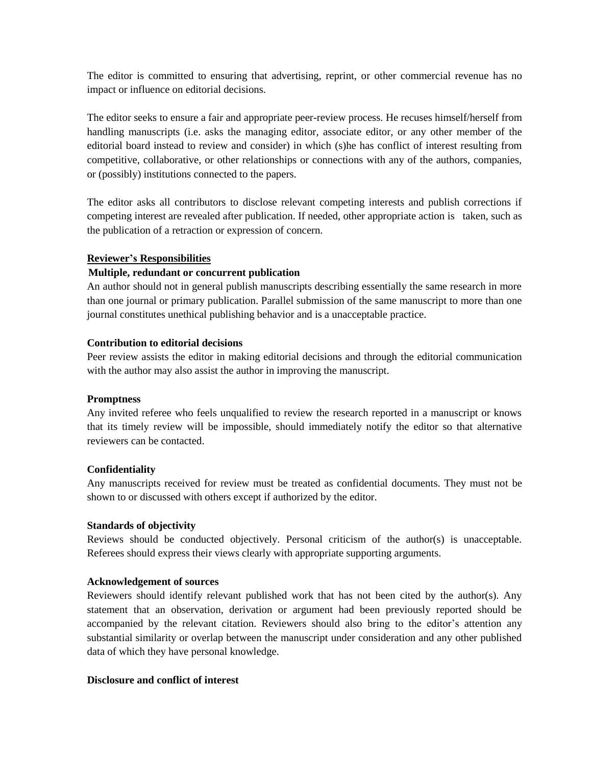The editor is committed to ensuring that advertising, reprint, or other commercial revenue has no impact or influence on editorial decisions.

The editor seeks to ensure a fair and appropriate peer-review process. He recuses himself/herself from handling manuscripts (i.e. asks the managing editor, associate editor, or any other member of the editorial board instead to review and consider) in which (s)he has conflict of interest resulting from competitive, collaborative, or other relationships or connections with any of the authors, companies, or (possibly) institutions connected to the papers.

The editor asks all contributors to disclose relevant competing interests and publish corrections if competing interest are revealed after publication. If needed, other appropriate action is taken, such as the publication of a retraction or expression of concern.

## Reviewer's Responsibilities

### Multiple, redundant or concurrent publication

An author should not in general publish manuscripts describing essentially the same research in more than one journal or primary publication. Parallel submission of the same manuscript to more than one journal constitutes unethical publishing behavior and is a unacceptable practice.

### Contribution to editorial decisions

Peer review assists the editor in making editorial decisions and through the editorial communication with the author may also assist the author in improving the manuscript.

### Promptness

Any invited referee who feels unqualified to review the research reported in a manuscript or knows that its timely review will be impossible, should immediately notify the editor so that alternative reviewers can be contacted.

### Confidentiality

Any manuscripts received for review must be treated as confidential documents. They must not be shown to or discussed with others except if authorized by the editor.

### Standards of objectivity

Reviews should be conducted objectively. Personal criticism of the author(s) is unacceptable. Referees should express their views clearly with appropriate supporting arguments.

### Acknowledgement of sources

Reviewers should identify relevant published work that has not been cited by the author(s). Any statement that an observation, derivation or argument had been previously reported should be accompanied by the relevant citation. Reviewers should also bring to the editor's attention any substantial similarity or overlap between the manuscript under consideration and any other published data of which they have personal knowledge.

### Disclosure and conflict of interest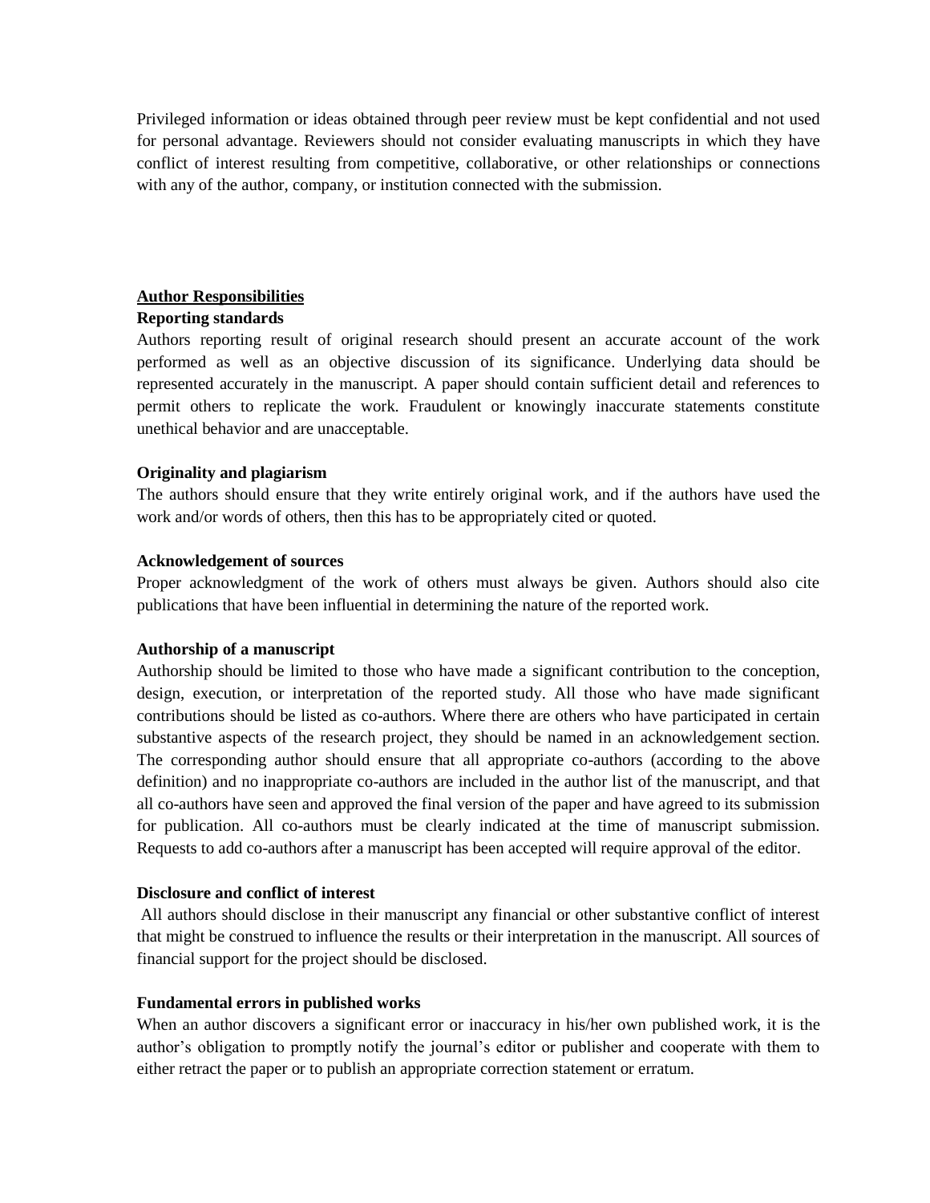Privileged information or ideas obtained through peer review must be kept confidential and not used for personal advantage. Reviewers should not consider evaluating manuscripts in which they have conflict of interest resulting from competitive, collaborative, or other relationships or connections with any of the author, company, or institution connected with the submission.

## Author Responsibilities

### Reporting standards

Authors reporting result of original research should present an accurate account of the work performed as well as an objective discussion of its significance. Underlying data should be represented accurately in the manuscript. A paper should contain sufficient detail and references to permit others to replicate the work. Fraudulent or knowingly inaccurate statements constitute unethical behavior and are unacceptable.

### Originality and plagiarism

The authors should ensure that they write entirely original work, and if the authors have used the work and/or words of others, then this has to be appropriately cited or quoted.

### Acknowledgement of sources

Proper acknowledgment of the work of others must always be given. Authors should also cite publications that have been influential in determining the nature of the reported work.

### Authorship of a manuscript

Authorship should be limited to those who have made a significant contribution to the conception, design, execution, or interpretation of the reported study. All those who have made significant contributions should be listed as co-authors. Where there are others who have participated in certain substantive aspects of the research project, they should be named in an acknowledgement section. The corresponding author should ensure that all appropriate co-authors (according to the above definition) and no inappropriate co-authors are included in the author list of the manuscript, and that all co-authors have seen and approved the final version of the paper and have agreed to its submission for publication. All co-authors must be clearly indicated at the time of manuscript submission. Requests to add co-authors after a manuscript has been accepted will require approval of the editor.

### Disclosure and conflict of interest

All authors should disclose in their manuscript any financial or other substantive conflict of interest that might be construed to influence the results or their interpretation in the manuscript. All sources of financial support for the project should be disclosed.

### Fundamental errors in published works

When an author discovers a significant error or inaccuracy in his/her own published work, it is the author's obligation to promptly notify the journal's editor or publisher and cooperate with them to either retract the paper or to publish an appropriate correction statement or erratum.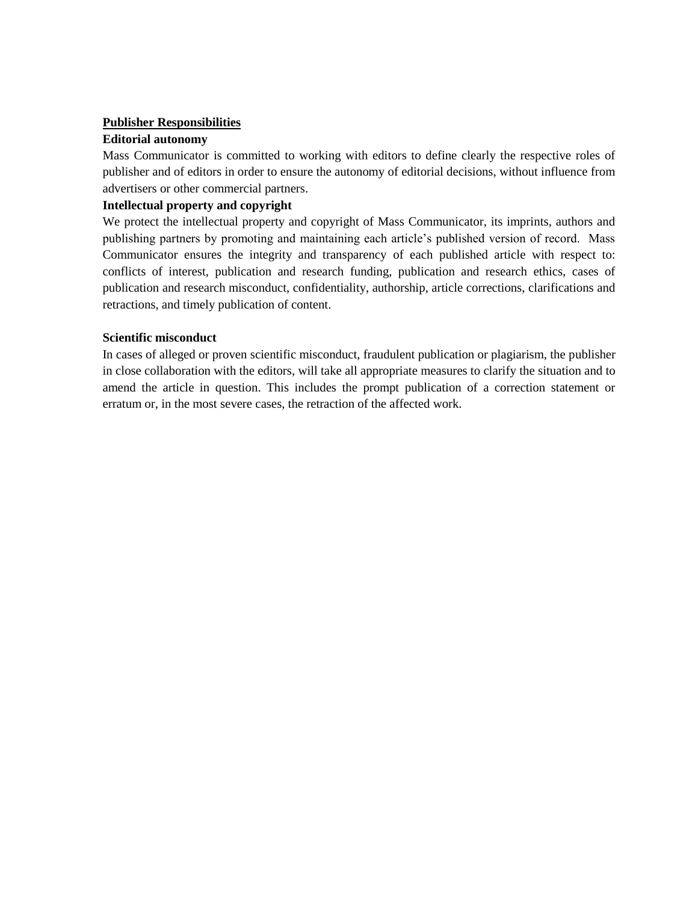## <u>Publisher Responsibilities</u>

### Editorial autonomy

Mass Communicator is committed to working with editors to define clearly the respective roles of publisher and of editors in order to ensure the autonomy of editorial decisions, without influence from advertisers or other commercial partners.

### Intellectual property and copyright

We protect the intellectual property and copyright of Mass Communicator, its imprints, authors and publishing partners by promoting and maintaining each article's published version of record. Mass Communicator ensures the integrity and transparency of each published article with respect to: conflicts of interest, publication and research funding, publication and research ethics, cases of publication and research misconduct, confidentiality, authorship, article corrections, clarifications and retractions, and timely publication of content.

### Scientific misconduct

In cases of alleged or proven scientific misconduct, fraudulent publication or plagiarism, the publisher in close collaboration with the editors, will take all appropriate measures to clarify the situation and to amend the article in question. This includes the prompt publication of a correction statement or erratum or, in the most severe cases, the retraction of the affected work.